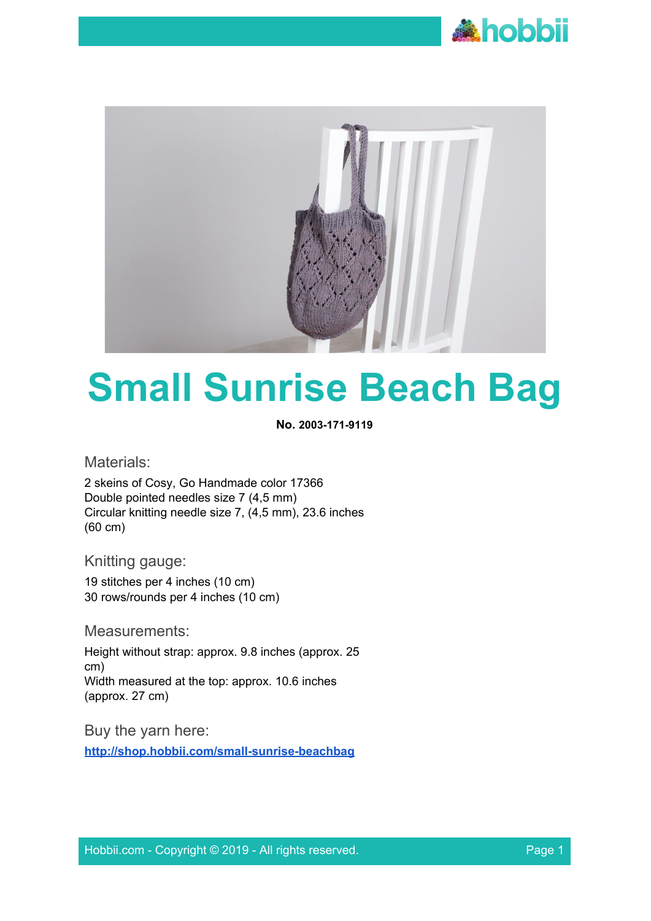# Small Sunrise Beach Bag

**No. 2003-171-9119**

## Materials:

2 skeins of Cosy, Go Handmade color 17366
Double pointed needles size 7 (4,5 mm)
Circular knitting needle size 7, (4,5 mm), 23.6 inches (60 cm)

## Knitting gauge:

19 stitches per 4 inches (10 cm)
30 rows/rounds per 4 inches (10 cm)

## Measurements:

Height without strap: approx. 9.8 inches (approx. 25 cm)
Width measured at the top: approx. 10.6 inches (approx. 27 cm)

## Buy the yarn here:

[http://shop.hobbii.com/small-sunrise-beachbag](http://shop.hobbii.com/small-sunrise-beachbag)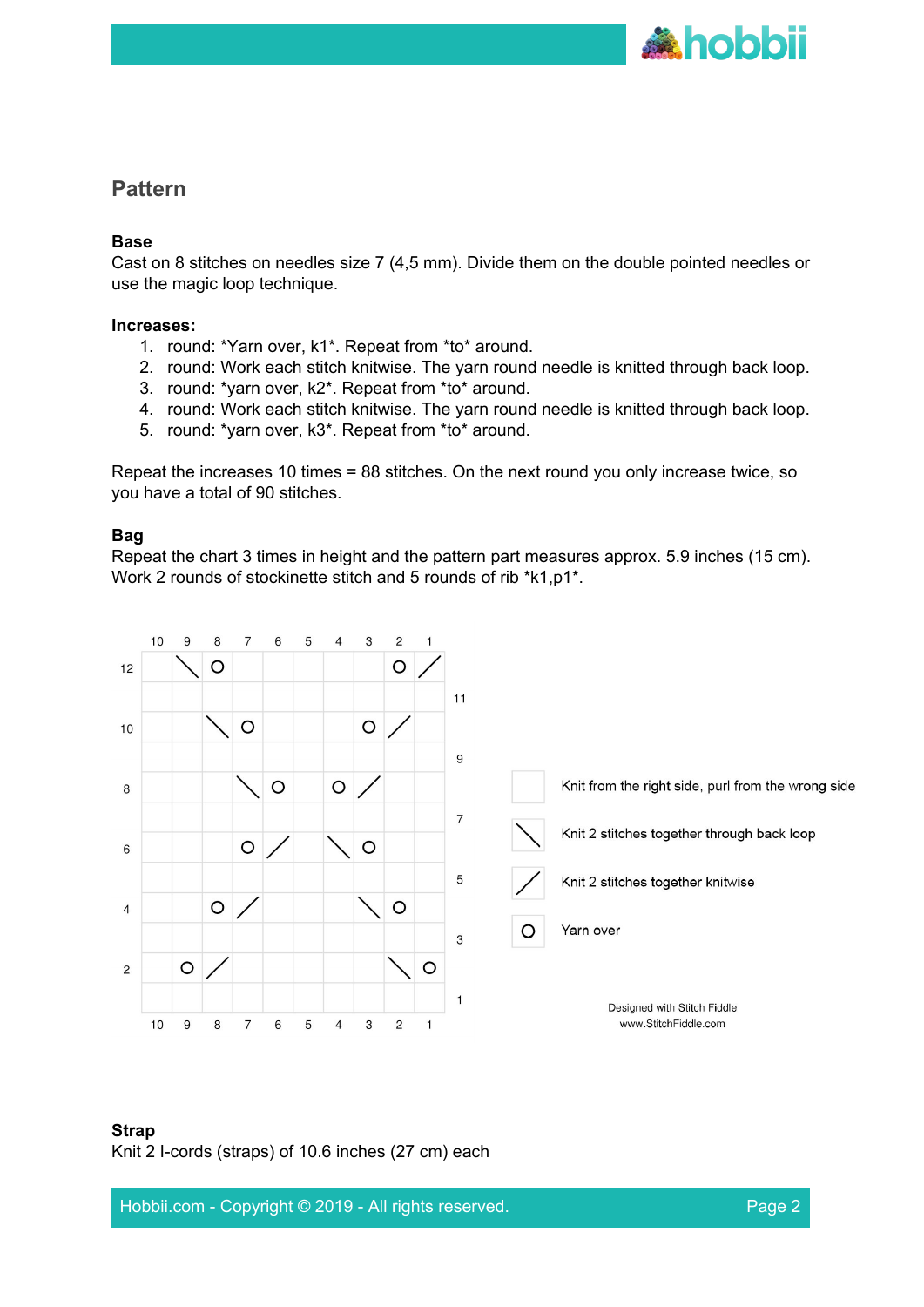## Pattern

**Base**
Cast on 8 stitches on needles size 7 (4,5 mm). Divide them on the double pointed needles or use the magic loop technique.

**Increases:**

1. round: *Yarn over, k1*. Repeat from *to* around.
2. round: Work each stitch knitwise. The yarn round needle is knitted through back loop.
3. round: *yarn over, k2*. Repeat from *to* around.
4. round: Work each stitch knitwise. The yarn round needle is knitted through back loop.
5. round: *yarn over, k3*. Repeat from *to* around.

Repeat the increases 10 times = 88 stitches. On the next round you only increase twice, so you have a total of 90 stitches.

**Bag**
Repeat the chart 3 times in height and the pattern part measures approx. 5.9 inches (15 cm). Work 2 rounds of stockinette stitch and 5 rounds of rib *k1,p1*.

| Row | 10 | 9 | 8 | 7 | 6 | 5 | 4 | 3 | 2 | 1 |
|---|---|---|---|---|---|---|---|---|---|---|
| 12 | | \ | O | | | | | | O | / |
| 11 | | | | | | | | | | |
| 10 | | | \ | O | | | | O | / | |
| 9 | | | | | | | | | | |
| 8 | | | | \ | O | | O | / | | |
| 7 | | | | | | | | | | |
| 6 | | | | O | / | | \ | O | | |
| 5 | | | | | | | | | | |
| 4 | | | O | / | | | | \ | O | |
| 3 | | | | | | | | | | |
| 2 | | O | / | | | | | | \ | O |
| 1 | | | | | | | | | | |

- (empty square) Knit from the right side, purl from the wrong side
- \ Knit 2 stitches together through back loop
- / Knit 2 stitches together knitwise
- O Yarn over

Designed with Stitch Fiddle
www.StitchFiddle.com

**Strap**
Knit 2 I-cords (straps) of 10.6 inches (27 cm) each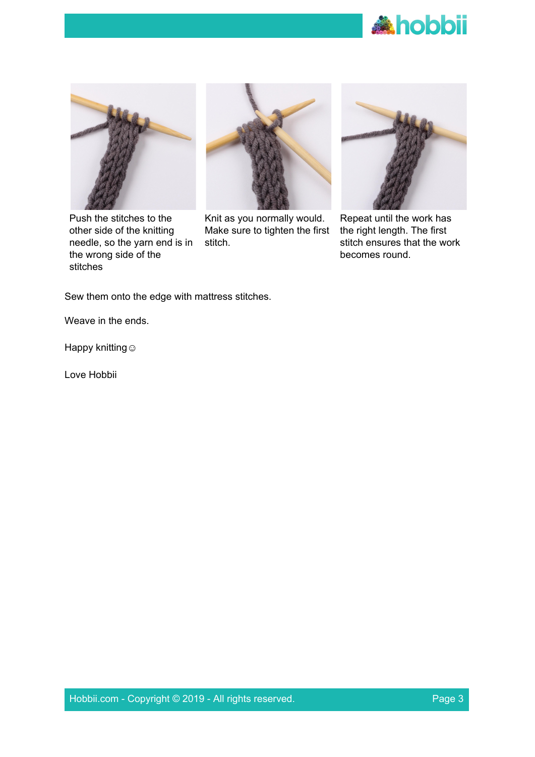Push the stitches to the other side of the knitting needle, so the yarn end is in the wrong side of the stitches

Knit as you normally would. Make sure to tighten the first stitch.

Repeat until the work has the right length. The first stitch ensures that the work becomes round.

Sew them onto the edge with mattress stitches.

Weave in the ends.

Happy knitting☺

Love Hobbii